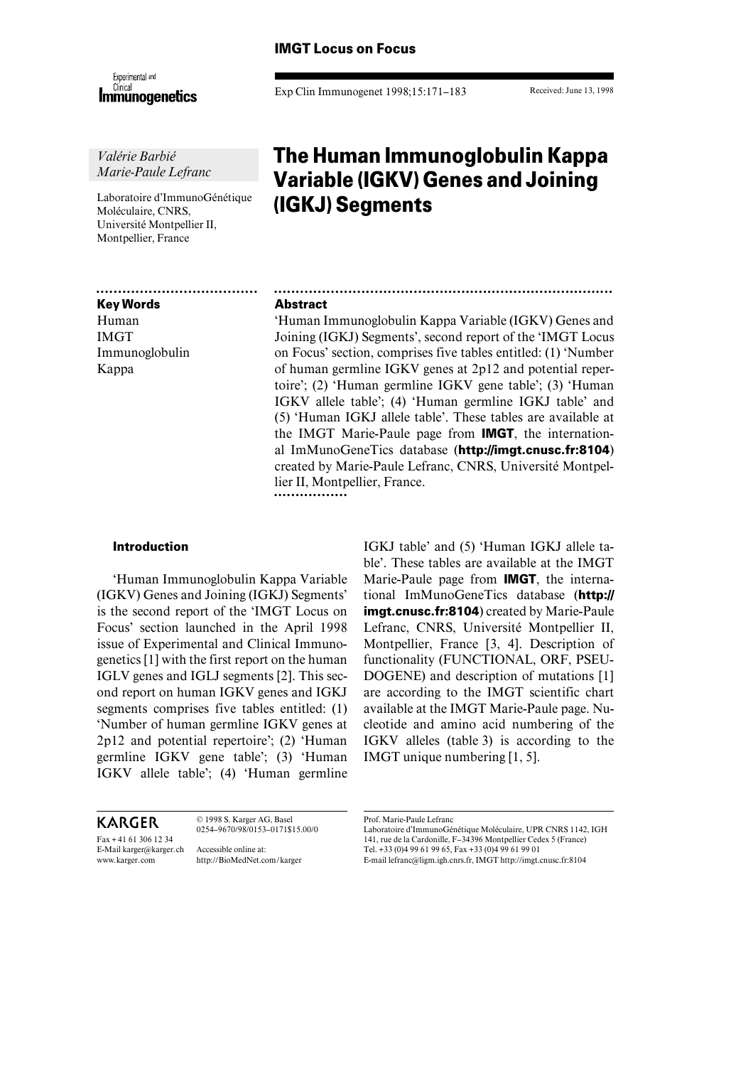IMGT Locus on Focus

Received: June 13, 1998

*Valérie Barbié*
*Marie-Paule Lefranc*

Laboratoire d'ImmunoGénétique Moléculaire, CNRS, Université Montpellier II, Montpellier, France

# The Human Immunoglobulin Kappa Variable (IGKV) Genes and Joining (IGKJ) Segments

**Key Words**
Human
IMGT
Immunoglobulin
Kappa

**Abstract**

'Human Immunoglobulin Kappa Variable (IGKV) Genes and Joining (IGKJ) Segments', second report of the 'IMGT Locus on Focus' section, comprises five tables entitled: (1) 'Number of human germline IGKV genes at 2p12 and potential repertoire'; (2) 'Human germline IGKV gene table'; (3) 'Human IGKV allele table'; (4) 'Human germline IGKJ table' and (5) 'Human IGKJ allele table'. These tables are available at the IMGT Marie-Paule page from **IMGT**, the international ImMunoGeneTics database (**http://imgt.cnusc.fr:8104**) created by Marie-Paule Lefranc, CNRS, Université Montpellier II, Montpellier, France.

## Introduction

'Human Immunoglobulin Kappa Variable (IGKV) Genes and Joining (IGKJ) Segments' is the second report of the 'IMGT Locus on Focus' section launched in the April 1998 issue of Experimental and Clinical Immunogenetics [1] with the first report on the human IGLV genes and IGLJ segments [2]. This second report on human IGKV genes and IGKJ segments comprises five tables entitled: (1) 'Number of human germline IGKV genes at 2p12 and potential repertoire'; (2) 'Human germline IGKV gene table'; (3) 'Human IGKV allele table'; (4) 'Human germline IGKJ table' and (5) 'Human IGKJ allele table'. These tables are available at the IMGT Marie-Paule page from **IMGT**, the international ImMunoGeneTics database (**http://imgt.cnusc.fr:8104**) created by Marie-Paule Lefranc, CNRS, Université Montpellier II, Montpellier, France [3, 4]. Description of functionality (FUNCTIONAL, ORF, PSEUDOGENE) and description of mutations [1] are according to the IMGT scientific chart available at the IMGT Marie-Paule page. Nucleotide and amino acid numbering of the IGKV alleles (table 3) is according to the IMGT unique numbering [1, 5].

KARGER
Fax + 41 61 306 12 34
E-Mail karger@karger.ch
www.karger.com

© 1998 S. Karger AG, Basel
0254–9670/98/0153–0171$15.00/0

Accessible online at:
http://BioMedNet.com/karger

Prof. Marie-Paule Lefranc
Laboratoire d'ImmunoGénétique Moléculaire, UPR CNRS 1142, IGH
141, rue de la Cardonille, F–34396 Montpellier Cedex 5 (France)
Tel. +33 (0)4 99 61 99 65, Fax +33 (0)4 99 61 99 01
E-mail lefranc@ligm.igh.cnrs.fr, IMGT http://imgt.cnusc.fr:8104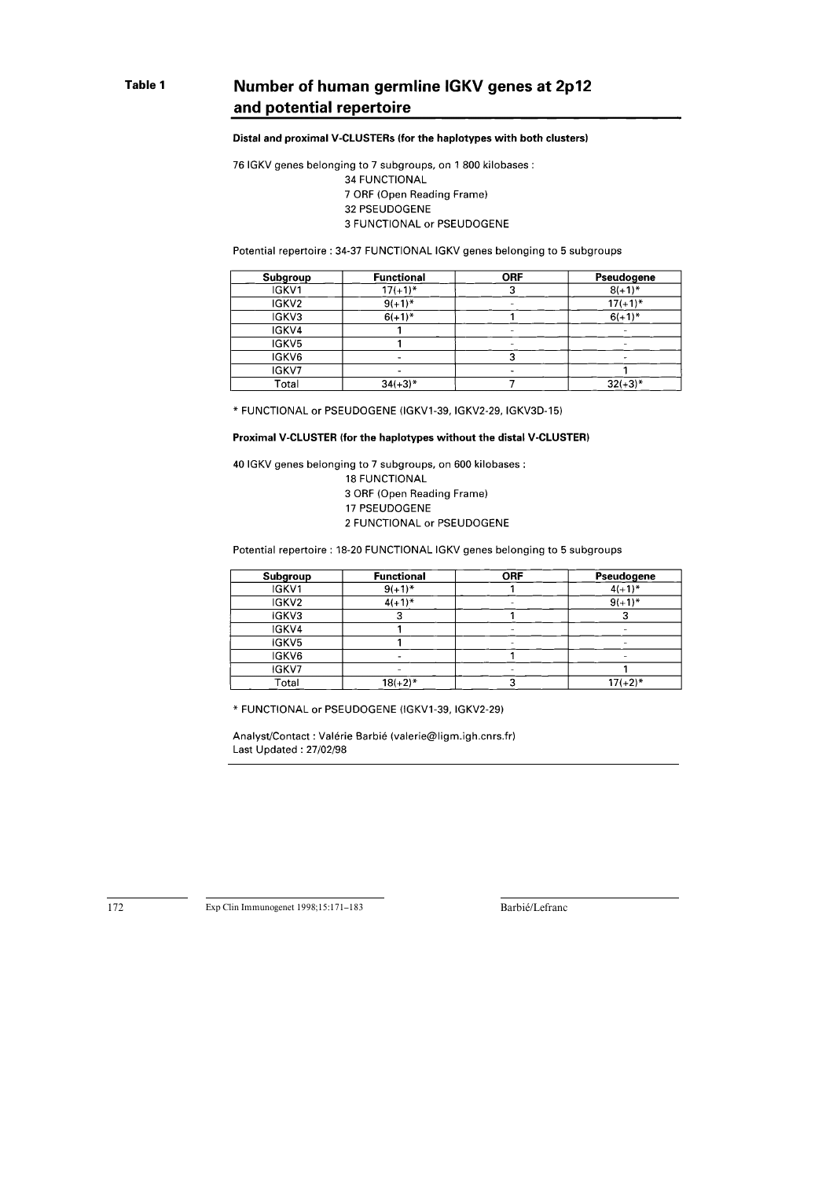**Table 1**

## Number of human germline IGKV genes at 2p12 and potential repertoire

**Distal and proximal V-CLUSTERs (for the haplotypes with both clusters)**

76 IGKV genes belonging to 7 subgroups, on 1 800 kilobases :

34 FUNCTIONAL
7 ORF (Open Reading Frame)
32 PSEUDOGENE
3 FUNCTIONAL or PSEUDOGENE

Potential repertoire : 34-37 FUNCTIONAL IGKV genes belonging to 5 subgroups

| Subgroup | Functional | ORF | Pseudogene |
|---|---|---|---|
| IGKV1 | 17(+1)* | 3 | 8(+1)* |
| IGKV2 | 9(+1)* | - | 17(+1)* |
| IGKV3 | 6(+1)* | 1 | 6(+1)* |
| IGKV4 | 1 | - | - |
| IGKV5 | 1 | - | - |
| IGKV6 | - | 3 | - |
| IGKV7 | - | - | 1 |
| Total | 34(+3)* | 7 | 32(+3)* |

* FUNCTIONAL or PSEUDOGENE (IGKV1-39, IGKV2-29, IGKV3D-15)

**Proximal V-CLUSTER (for the haplotypes without the distal V-CLUSTER)**

40 IGKV genes belonging to 7 subgroups, on 600 kilobases :

18 FUNCTIONAL
3 ORF (Open Reading Frame)
17 PSEUDOGENE
2 FUNCTIONAL or PSEUDOGENE

Potential repertoire : 18-20 FUNCTIONAL IGKV genes belonging to 5 subgroups

| Subgroup | Functional | ORF | Pseudogene |
|---|---|---|---|
| IGKV1 | 9(+1)* | 1 | 4(+1)* |
| IGKV2 | 4(+1)* | - | 9(+1)* |
| IGKV3 | 3 | 1 | 3 |
| IGKV4 | 1 | - | - |
| IGKV5 | 1 | - | - |
| IGKV6 | - | 1 | - |
| IGKV7 | - | - | 1 |
| Total | 18(+2)* | 3 | 17(+2)* |

* FUNCTIONAL or PSEUDOGENE (IGKV1-39, IGKV2-29)

Analyst/Contact : Valérie Barbié (valerie@ligm.igh.cnrs.fr)
Last Updated : 27/02/98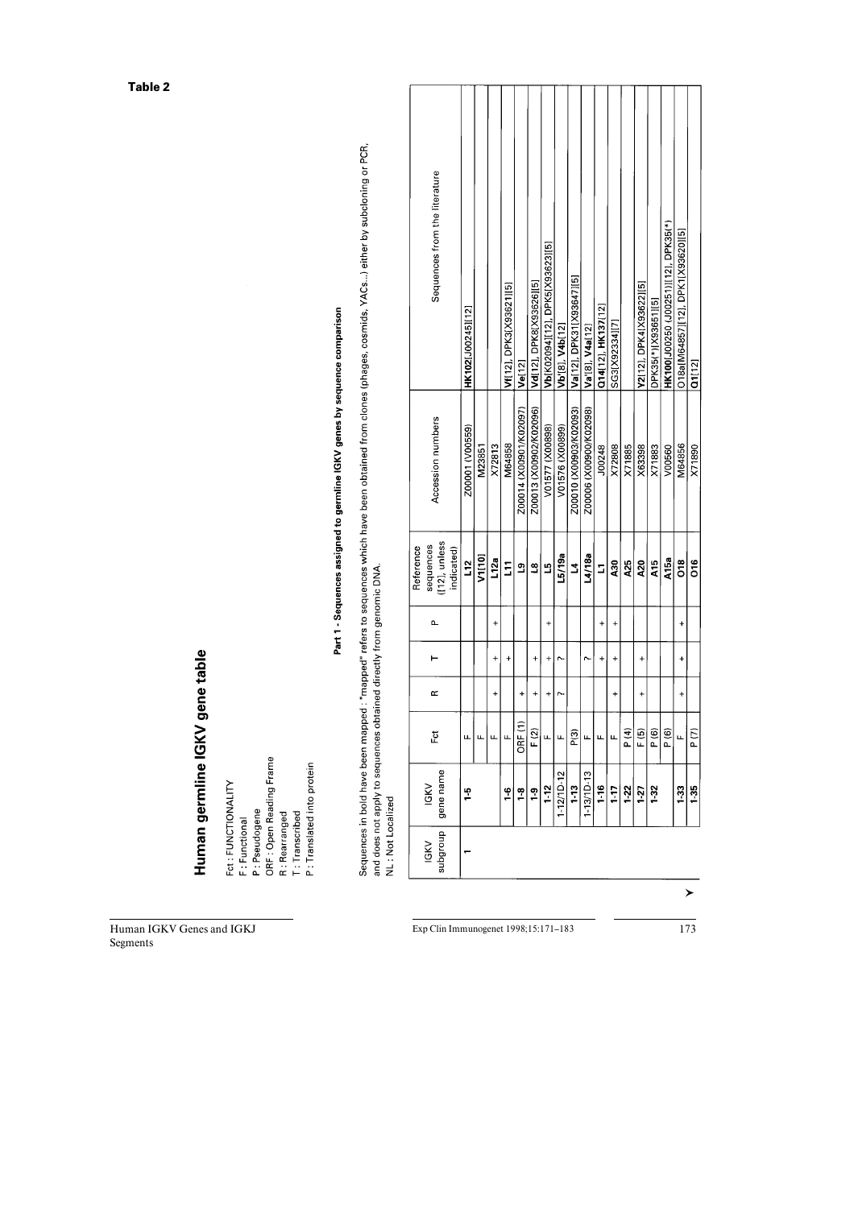**Table 2**

# Human germline IGKV gene table

Fct : FUNCTIONALITY
F : Functional
P : Pseudogene
ORF : Open Reading Frame
R : Rearranged
T : Transcribed
P : Translated into protein

## Part 1 - Sequences assigned to germline IGKV genes by sequence comparison

Sequences in bold have been mapped : "mapped" refers to sequences which have been obtained from clones (phages, cosmids, YACs...) either by subcloning or PCR, and does not apply to sequences obtained directly from genomic DNA.
NL : Not Localized

| IGKV subgroup | IGKV gene name | Fct | R | T | P | Reference sequences ([12], unless indicated) | Accession numbers | Sequences from the literature |
|---|---|---|---|---|---|---|---|---|
| 1 | 1-5 | F | | | | L12 | Z00001 (V00559) | HK102[J00245][12] |
| | | F | | | | V1[10] | M23851 | |
| | | F | + | + | + | L12a | X72813 | |
| | 1-6 | F | | + | | L11 | M64858 | Vf[12], DPK3[X93621][5] |
| | 1-8 | ORF (1) | + | | | L9 | Z00014 (X00901/K02097) | Ve[12] |
| | 1-9 | F (2) | + | + | | L8 | Z00013 (X00902/K02096) | Vd[12], DPK8[X93626][5] |
| | 1-12 | F | + | + | + | L5 | V01577 (X00898) | Vb[K02094][12], DPK5[X93623][5] |
| | 1-12/1D-12 | F | ? | ? | | L5/19a | V01576 (X00899) | Vb'[8], V4b[12] |
| | 1-13 | P(3) | | | | L4 | Z00010 (X00903/K02093) | Va[12], DPK31[X93647][5] |
| | 1-13/1D-13 | F | | ? | | L4/18a | Z00006 (X00900/K02098) | Va'[8], V4a[12] |
| | 1-16 | F | | + | + | L1 | J00248 | O14[12], HK137[12] |
| | 1-17 | F | + | + | + | A30 | X72808 | SG3[X92334][7] |
| | 1-22 | P (4) | | | | A25 | X71885 | |
| | 1-27 | F (5) | + | + | | A20 | X63398 | Y2[12], DPK4[X93622][5] |
| | 1-32 | P (6) | | | | A15 | X71883 | DPK35(*)[X93651][5] |
| | | P (6) | | | | A15a | V00560 | HK100[J00250 (J00251)][12], DPK35(*) |
| | 1-33 | F | + | + | + | O18 | M64856 | O18a[M64857][12], DPK1[X93620][5] |
| | 1-35 | P (7) | | | | O16 | X71890 | O1[12] |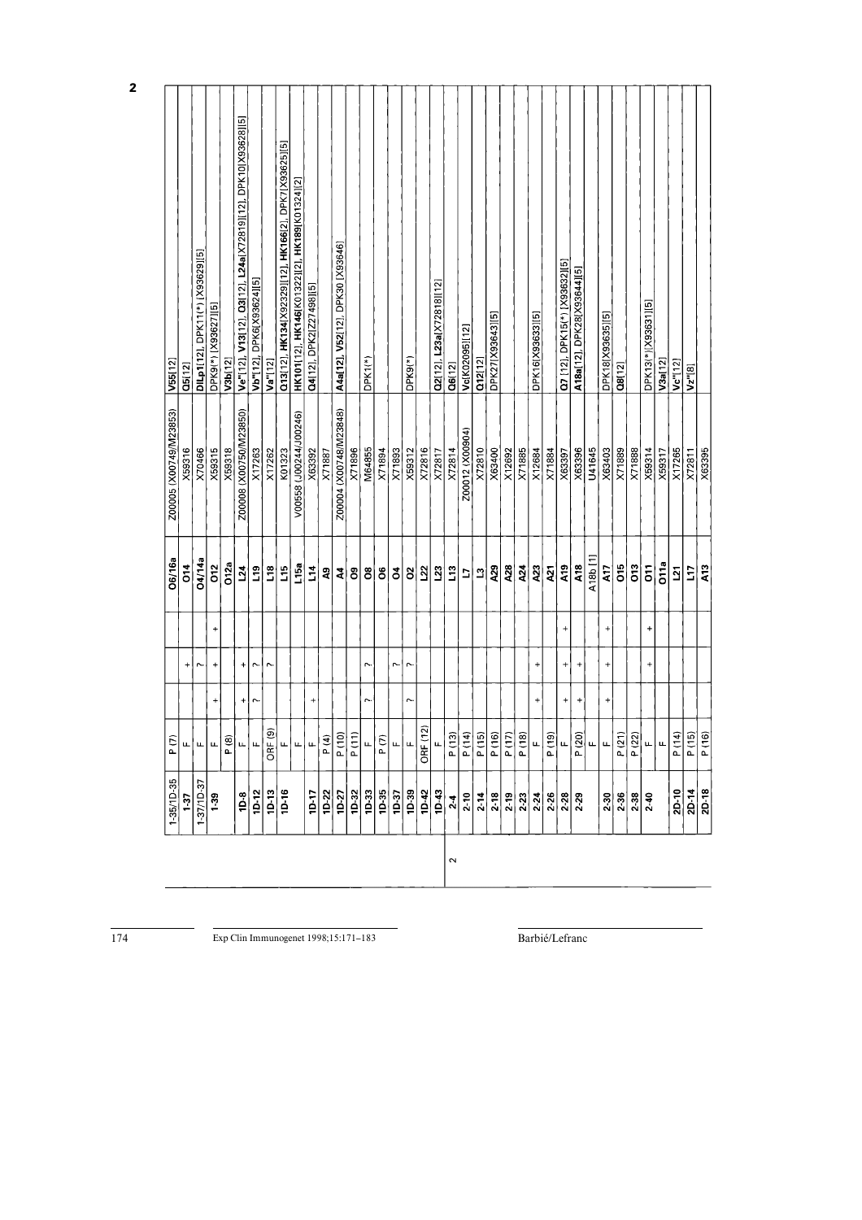| Cluster | IMGT gene | Functionality | | | | Gene | Accession | Other names |
|---|---|---|---|---|---|---|---|---|
| | 1-35/1D-35 | P (7) | | | | O6/16a | Z00005 (X00749/M23853) | V55[12] |
| | 1-37 | F | | + | | O14 | X59316 | Q5[12] |
| | 1-37/1D-37 | F | | ~ | | O4/14a | X70466 | DILp1[12], DPK11(*) [X93629][5] |
| | 1-39 | F | + | + | + | O12 | X59315 | DPK9(*) [X93627][5] |
| | | P (8) | | | | O12a | X59318 | V3b[12] |
| | 1D-8 | F | + | + | | L24 | Z00008 (X00750/M23850) | Ve"[12], V13[12], O3[12], L24a[X72819][12], DPK10[X93628][5] |
| | 1D-12 | F | ~ | ~ | | L19 | X17263 | Vb"[12], DPK6[X93624][5] |
| | 1D-13 | ORF (9) | | ~ | | L18 | X17262 | Va"[12] |
| | 1D-16 | F | | | | L15 | K01323 | O13[12], HK134[X92329][12], HK166[2], DPK7[X93625][5] |
| | | F | | | | L15a | V00558 (J00244/J00246) | HK101[12], HK146[K01322][2], HK189[K01324][2] |
| | 1D-17 | F | + | | | L14 | X63392 | Q4[12], DPK2[Z27498][5] |
| | 1D-22 | P (4) | | | | A9 | X71887 | |
| | 1D-27 | P (10) | | | | A4 | Z00004 (X00748/M23848) | A4a[12], V52[12], DPK30 [X93646] |
| | 1D-32 | P (11) | | | | O9 | X71896 | |
| | 1D-33 | F | ~ | ~ | | O8 | M64855 | DPK1(*) |
| | 1D-35 | P (7) | | | | O6 | X71894 | |
| | 1D-37 | F | | ~ | | O4 | X71893 | |
| | 1D-39 | F | ~ | ~ | | O2 | X59312 | DPK9(*) |
| | 1D-42 | ORF (12) | | | | L22 | X72816 | |
| | 1D-43 | F | | | | L23 | X72817 | Q6[12], L23a[X72818][12] |
| 2 | 2-4 | P (13) | | | | L13 | X72814 | |
| | 2-10 | P (14) | | | | L7 | Z00012 (X00904) | Vc[K02095][12] |
| | 2-14 | P (15) | | | | L3 | X72810 | Q12[12] |
| | 2-18 | P (16) | | | | A29 | X63400 | DPK27[X93643][5] |
| | 2-19 | P (17) | | | | A28 | X12692 | |
| | 2-23 | P (18) | | | | A24 | X71885 | |
| | 2-24 | F | + | + | | A23 | X12684 | DPK16[X93633][5] |
| | 2-26 | P (19) | | | | A21 | X71884 | |
| | 2-28 | F | + | + | + | A19 | X63397 | Q7 [12], DPK15(*) [X93632][5] |
| | 2-29 | P (20) | + | + | | A18 | X63396 | A18a[12], DPK28[X93644][5] |
| | | F | | | | A18b [1] | U41645 | |
| | 2-30 | F | + | + | + | A17 | X63403 | DPK18[X93635][5] |
| | 2-36 | P (21) | | | | O15 | X71889 | Q8[12] |
| | 2-38 | P (22) | | | | O13 | X71888 | |
| | 2-40 | F | | + | + | O11 | X59314 | DPK13(*)[X93631][5] |
| | | F | | | | O11a | X59317 | V3a[12] |
| | 2D-10 | P (14) | | | | L21 | X17265 | Vc"[12] |
| | 2D-14 | P (15) | | | | L17 | X72811 | Vz"[8] |
| | 2D-18 | P (16) | | | | A13 | X63395 | |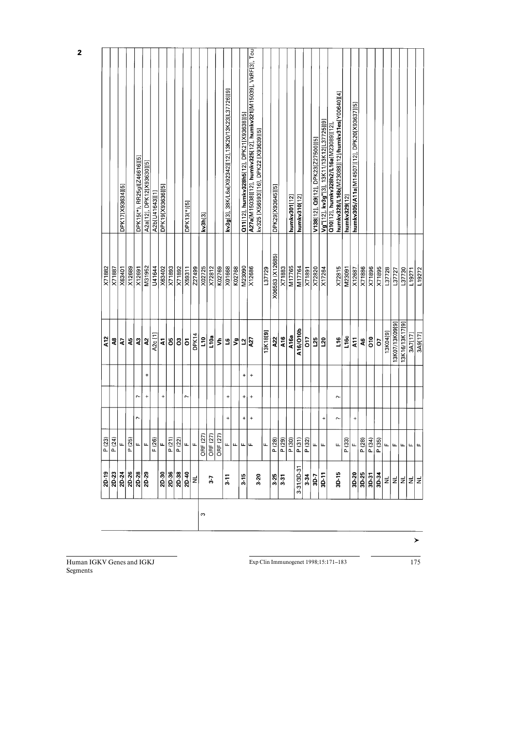| | | | | | | | | |
|---|---|---|---|---|---|---|---|---|
| 2 | 2D-19 | P (23) | | | | A12 | X71882 | |
| | 2D-23 | P (24) | | | | A8 | X71887 | |
| | 2D-24 | F | | | | A7 | X63401 | DPK17[X93634][5] |
| | 2D-26 | P (25) | | | | A5 | X12689 | |
| | 2D-28 | F | ? | ? | | A3 | X12691 | DPK15(*), RR25gl[Z46616][5] |
| | 2D-29 | F | | + | + | A2 | M31952 | A2a[12], DPK12[X93630][5] |
| | | F (26) | | | | A2c [1] | U41644 | A2b[U41643][1] |
| | 2D-30 | F | | + | | A1 | X63402 | DPK19[X93636][5] |
| | 2D-36 | P (21) | | | | O5 | X71893 | |
| | 2D-38 | P (22) | | | | O3 | X71892 | |
| | 2D-40 | F | | ? | | O1 | X59311 | DPK13(*)[5] |
| | NL | F | | | | DPK14 | Z27499 | |
| 3 | 3-7 | ORF (27) | | | | L10 | X02725 | kv3h[3] |
| | | ORF (27) | | | | L10a | X72812 | |
| | | ORF (27) | | | | Vh | K02769 | |
| | 3-11 | F | + | + | | L6 | X01668 | kv3g[3], 38K/L6a[X92342][12],13K20/13K23[L37726][9] |
| | | F | | | | Vg | K02768 | |
| | 3-15 | F | + | + | + | L2 | M23090 | O11[12], humkv328h5[12], DPK21[X93638][5] |
| | 3-20 | F | + | + | + | A27 | X12686 | A27a[M15038][12], humkv325[12], humkv321[M15039], VkRF[3], Tou kv325 [X56593][16], DPK22 [X93639][5] |
| | | F | | | | 13K18[9] | L37729 | |
| | 3-25 | P (28) | | | | A22 | X06583 (X12685) | DPK29[X93645][5] |
| | 3-31 | P (29) | | | | A16 | X71883 | |
| | | P (30) | | | | A16a | M17765 | humkv301[12] |
| | 3-31/3D-31 | P (31) | | | | A16/O10b | M17764 | humkv310[12] |
| | 3-34 | P (32) | | | | O17 | X71891 | |
| | 3D-7 | F | | | | L25 | X72820 | V138[12], O9[12], DPK23[Z27500][5] |
| | 3D-11 | F | + | | | L20 | X17264 | Vg"[12], kv3g"[3], 13K11/13K12[L37725][9] |
| | 3D-15 | F | ? | ? | | L16 | X72815 | O10[12], humkv328h2/L16a[M23089][12], humkv328/L16b[M23088][12]/humkv31es[Y00640][4] |
| | | P (33) | | | | L16c | M23091 | humkv329[12] |
| | 3D-20 | F | + | | | A11 | X12687 | humkv305/A11a[M14507][12], DPK20[X93637][5] |
| | 3D-25 | P (28) | | | | A6 | X71886 | |
| | 3D-31 | P (34) | | | | O10 | X71896 | |
| | 3D-34 | P (35) | | | | O7 | X71895 | |
| | NL | F | | | | 13K04[9] | L37728 | |
| | NL | F | | | | 13K07/13K09[9] | L37727 | |
| | NL | F | | | | 13K16/13K17[9] | L37730 | |
| | NL | F | | | | 3A7[17] | L19271 | |
| | NL | F | | | | 3A9[17] | L19272 | |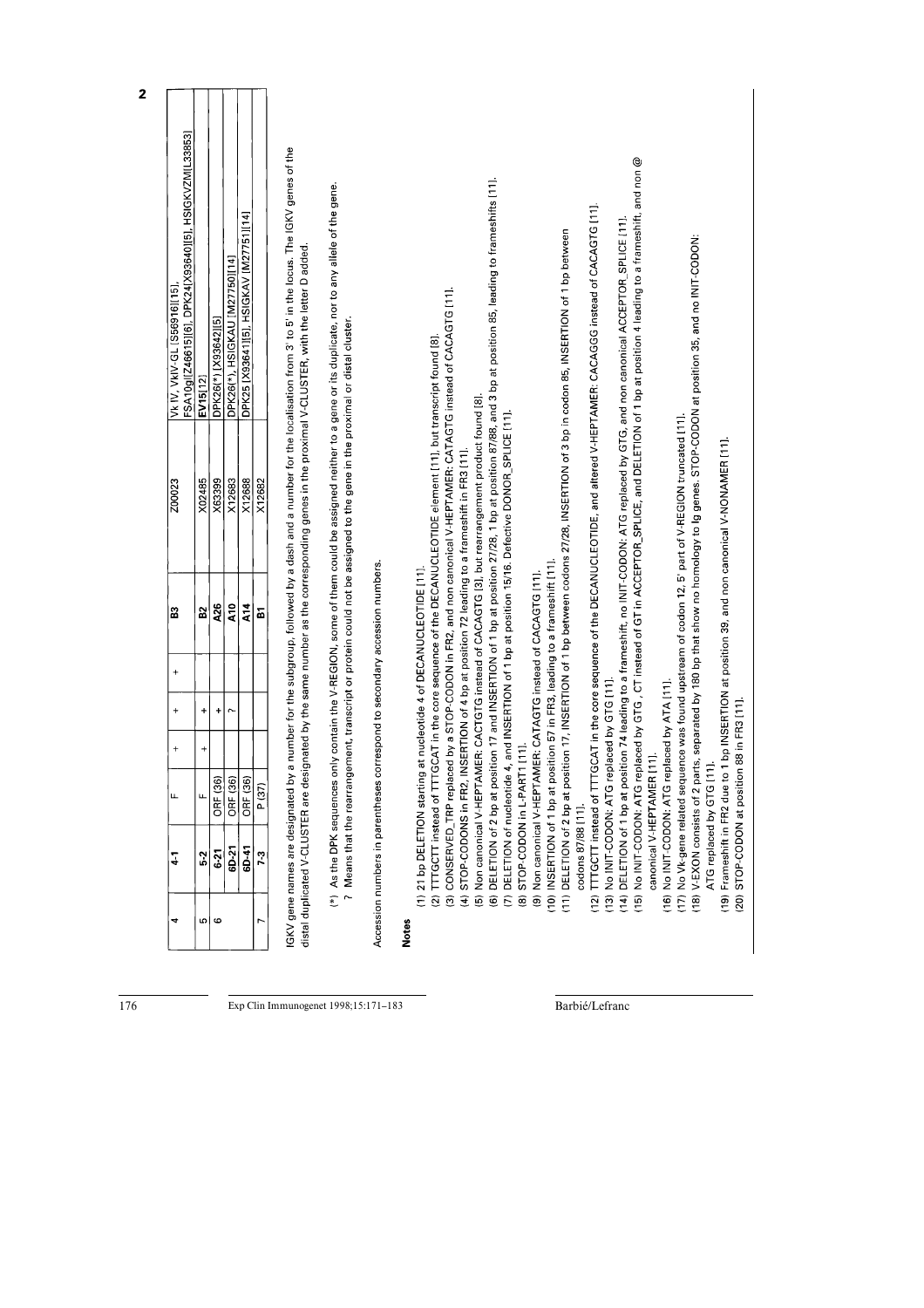| | | | | | | | | |
|---|---|---|---|---|---|---|---|---|
| 4 | 4-1 | F | + | + | + | B3 | Z00023 | Vk IV, VkIV-GL [S56916][15], FSA10g[Z46615][6], DPK24[X93640][5], HSIGKVZM[L33853] |
| 5 | 5-2 | F | + | + | | B2 | X02485 | EV15[12] |
| 6 | 6-21 | ORF (36) | | + | | A26 | X63399 | DPK26(*) [X93642][5] |
| | 6D-21 | ORF (36) | | + | | A10 | X12683 | DPK26(*), HSIGKAU [M27750][14] |
| | 6D-41 | ORF (36) | | ? | | A14 | X12688 | DPK25 [X93641][5], HSIGKAV [M27751][14] |
| 7 | 7-3 | P (37) | | | | B1 | X12682 | |

IGKV gene names are designated by a number for the subgroup, followed by a dash and a number for the localisation from 3' to 5' in the locus. The IGKV genes of the distal duplicated V-CLUSTER are designated by the same number as the corresponding genes in the proximal V-CLUSTER, with the letter D added.

(*) As the DPK sequences only contain the V-REGION, some of them could be assigned neither to a gene or its duplicate, nor to any allele of the gene.
? Means that the rearrangement, transcript or protein could not be assigned to the gene in the proximal or distal cluster.

Accession numbers in parentheses correspond to secondary accession numbers.

**Notes**

(1) 21 bp DELETION starting at nucleotide 4 of DECANUCLEOTIDE [11].
(2) TTTGCTT instead of TTTGCAT in the core sequence of the DECANUCLEOTIDE element [11], but transcript found [8].
(3) CONSERVED_TRP replaced by a STOP-CODON in FR2, and non canonical V-HEPTAMER: CATAGTG instead of CACAGTG [11].
(4) STOP-CODONS in FR2, INSERTION of 4 bp at position 72 leading to a frameshift in FR3 [11].
(5) Non canonical V-HEPTAMER: CACTGTG instead of CACAGTG [3], but rearrangement product found [8].
(6) DELETION of 2 bp at position 17 and INSERTION of 1 bp at position 27/28, 1 bp at position 87/88, and 3 bp at position 85, leading to frameshifts [11].
(7) DELETION of nucleotide 4, and INSERTION of 1 bp at position 15/16. Defective DONOR_SPLICE [11].
(8) STOP-CODON in L-PART1 [11].
(9) Non canonical V-HEPTAMER: CATAGTG instead of CACAGTG [11].
(10) INSERTION of 1 bp at position 57 in FR3, leading to a frameshift [11].
(11) DELETION of 2 bp at position 17, INSERTION of 1 bp between codons 27/28, INSERTION of 3 bp in codon 85, INSERTION of 1 bp between codons 87/88 [11].
(12) TTTGCTT instead of TTTGCAT in the core sequence of the DECANUCLEOTIDE, and altered V-HEPTAMER: CACAGGG instead of CACAGTG [11].
(13) No INIT-CODON: ATG replaced by GTG [11].
(14) DELETION of 1 bp at position 74 leading to a frameshift, no INIT-CODON: ATG replaced by GTG, and non canonical ACCEPTOR_SPLICE [11].
(15) No INIT-CODON: ATG replaced by GTG , CT instead of GT in ACCEPTOR_SPLICE, and DELETION of 1 bp at position 4 leading to a frameshift, and non @ canonical V-HEPTAMER [11].
(16) No INIT-CODON: ATG replaced by ATA [11].
(17) No Vk-gene related sequence was found upstream of codon 12. 5' part of V-REGION truncated [11].
(18) V-EXON consists of 2 parts, separated by 180 bp that show no homology to Ig genes. STOP-CODON at position 35, and no INIT-CODON: ATG replaced by GTG [11].
(19) Frameshift in FR2 due to 1 bp INSERTION at position 39, and non canonical V-NONAMER [11].
(20) STOP-CODON at position 88 in FR3 [11].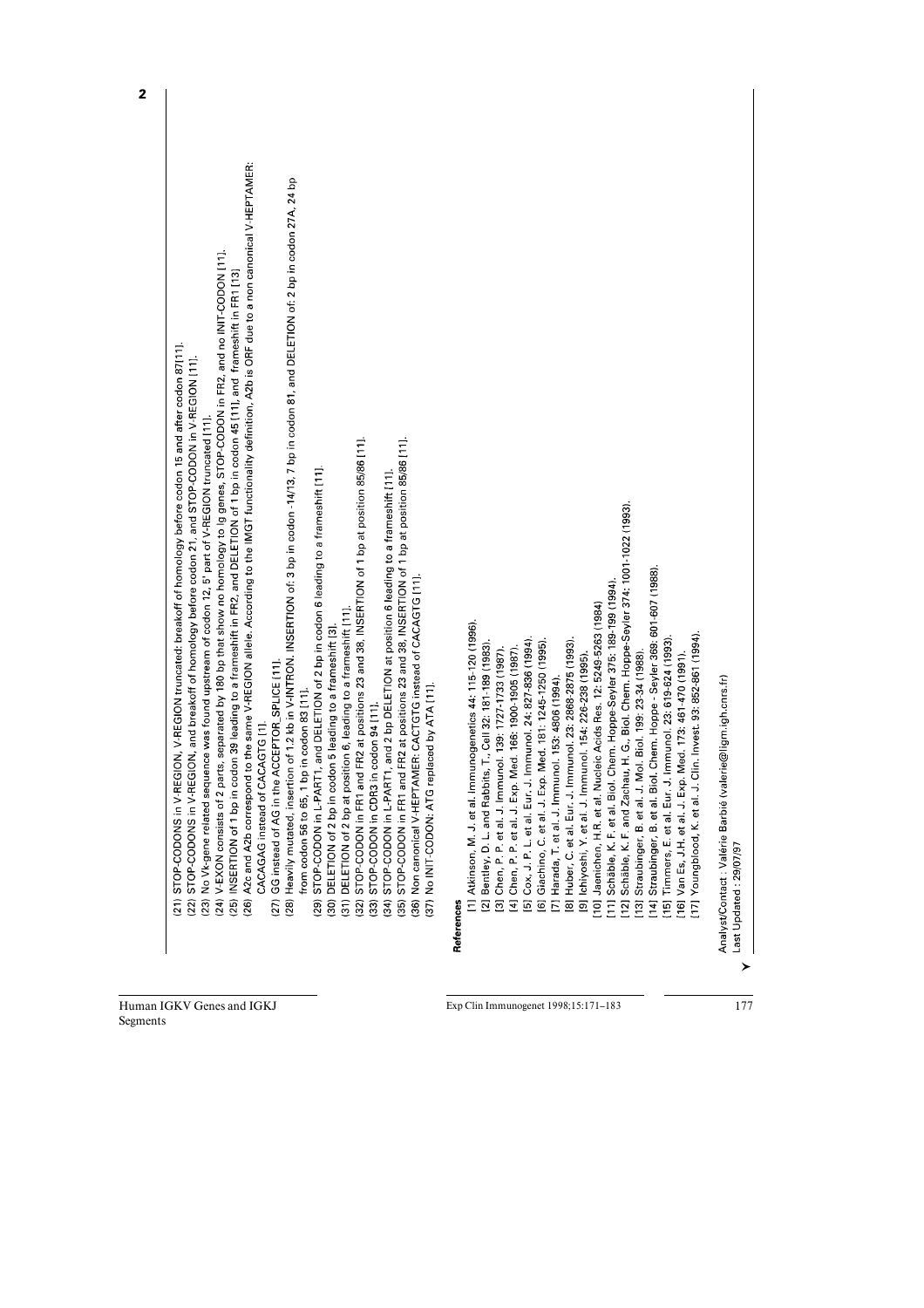(21) STOP-CODONS in V-REGION, V-REGION truncated: breakoff of homology before codon 15 and after codon 87[11].
(22) STOP-CODONS in V-REGION, and breakoff of homology before codon 21, and STOP-CODON in V-REGION [11].
(23) No Vk-gene related sequence was found upstream of codon 12, 5' part of V-REGION truncated [11].
(24) V-EXON consists of 2 parts, separated by 180 bp that show no homology to Ig genes, STOP-CODON in FR2, and no INIT-CODON [11].
(25) INSERTION of 1 bp in codon 39 leading to a frameshift in FR2, and DELETION of 1 bp in codon 45 [11], and frameshift in FR1 [13].
(26) A2c and A2b correspond to the same V-REGION allele. According to the IMGT functionality definition, A2b is ORF due to a non canonical V-HEPTAMER: CACAGAG instead of CACAGTG [1].
(27) GG instead of AG in the ACCEPTOR_SPLICE [11].
(28) Heavily mutated, insertion of 1.2 kb in V-INTRON. INSERTION of: 3 bp in codon -14/13, 7 bp in codon 81, and DELETION of: 2 bp in codon 27A, 24 bp from codon 56 to 65, 1 bp in codon 83 [11].
(29) STOP-CODON in L-PART1, and DELETION of 2 bp in codon 6 leading to a frameshift [11].
(30) DELETION of 2 bp in codon 5 leading to a frameshift [3].
(31) DELETION of 2 bp at position 6, leading to a frameshift [11].
(32) STOP-CODON in FR1 and FR2 at positions 23 and 38, INSERTION of 1 bp at position 85/86 [11].
(33) STOP-CODON in CDR3 in codon 94 [11].
(34) STOP-CODON in L-PART1, and 2 bp DELETION at position 6 leading to a frameshift [11].
(35) STOP-CODON in FR1 and FR2 at positions 23 and 38, INSERTION of 1 bp at position 85/86 [11].
(36) Non canonical V-HEPTAMER: CACTGTG instead of CACAGTG [11].
(37) No INIT-CODON: ATG replaced by ATA [11].

**References**

[1] Atkinson, M. J. et al. Immunogenetics 44: 115-120 (1996).
[2] Bentley, D. L. and Rabbits, T., Cell 32: 181-189 (1983).
[3] Chen, P. P. et al. J. Immunol. 139: 1727-1733 (1987).
[4] Chen, P. P. et al. J. Exp. Med. 166: 1900-1905 (1987).
[5] Cox, J. P. L. et al. Eur. J. Immunol. 24: 827-836 (1994).
[6] Giachino, C. et al. J. Exp. Med. 181: 1245-1250 (1995).
[7] Harada, T. et al. J. Immunol. 153: 4806 (1994).
[8] Huber, C. et al. Eur. J. Immunol. 23: 2868-2875 (1993).
[9] Ichiyoshi, Y. et al. J. Immunol. 154: 226-238 (1995).
[10] Jaenichen, H.R. et al. Nucleic Acids Res. 12: 5249-5263 (1984)
[11] Schäble, K. F. et al. Biol. Chem. Hoppe-Seyler 375: 189-199 (1994).
[12] Schäble, K. F. and Zachau, H. G., Biol. Chem. Hoppe-Seyler 374: 1001-1022 (1993).
[13] Straubinger, B. et al. J. Mol. Biol. 199: 23-34 (1988).
[14] Straubinger, B. et al. Biol. Chem. Hoppe - Seyler 369: 601-607 (1988).
[15] Timmers, E. et al. Eur. J. Immunol. 23: 619-624 (1993).
[16] Van Es, J.H. et al. J. Exp. Med. 173: 461-470 (1991).
[17] Youngblood, K. et al. J. Clin. Invest. 93: 852-861 (1994).

Analyst/Contact : Valérie Barbié (valerie@ligm.igh.cnrs.fr)
Last Updated : 29/07/97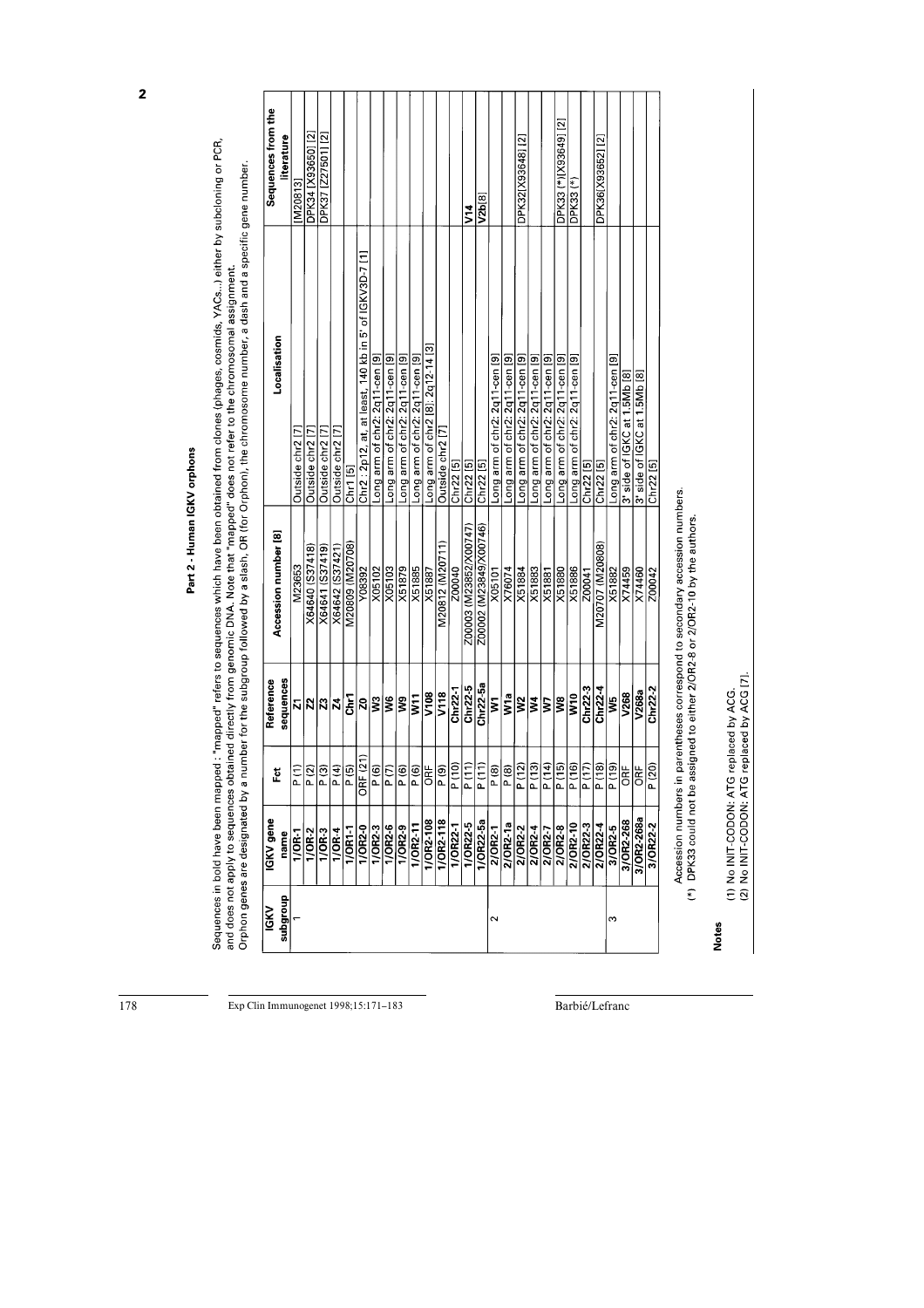## Part 2 - Human IGKV orphons

Sequences in bold have been mapped : "mapped" refers to sequences which have been obtained from clones (phages, cosmids, YACs..) either by subcloning or PCR, and does not apply to sequences obtained directly from genomic DNA. Note that "mapped" does not refer to the chromosomal assignment.
Orphon genes are designated by a number for the subgroup followed by a slash, OR (for Orphon), the chromosome number, a dash and a specific gene number.

| IGKV subgroup | IGKV gene name | Fct | Reference sequences | Accession number [8] | Localisation | Sequences from the literature |
|---|---|---|---|---|---|---|
| 1 | **1/OR-1** | P (1) | **Z1** | M23653 | Outside chr2 [7] | [M20813] |
| | **1/OR-2** | P (2) | **Z2** | X64640 (S37418) | Outside chr2 [7] | DPK34 [X93650] [2] |
| | **1/OR-3** | P (3) | **Z3** | X64641 (S37419) | Outside chr2 [7] | DPK37 [Z27501] [2] |
| | **1/OR-4** | P (4) | **Z4** | X64642 (S37421) | Outside chr2 [7] | |
| | **1/OR1-1** | P (5) | **Chr1** | M20809 (M20708) | Chr1 [5] | |
| | **1/OR2-0** | ORF (21) | **Z0** | Y08392 | Chr2 : 2p12, at at least, 140 kb in 5' of IGKV3D-7 [1] | |
| | **1/OR2-3** | P (6) | **W3** | X05102 | Long arm of chr2: 2q11-cen [9] | |
| | **1/OR2-6** | P (7) | **W6** | X05103 | Long arm of chr2: 2q11-cen [9] | |
| | **1/OR2-9** | P (6) | **W9** | X51879 | Long arm of chr2: 2q11-cen [9] | |
| | **1/OR2-11** | P (6) | **W11** | X51885 | Long arm of chr2: 2q11-cen [9] | |
| | **1/OR2-108** | ORF | **V108** | X51887 | Long arm of chr2 [8]: 2q12-14 [3] | |
| | **1/OR2-118** | P (9) | **V118** | M20812 (M20711) | Outside chr2 [7] | |
| | **1/OR22-1** | P (10) | **Chr22-1** | Z00040 | Chr22 [5] | |
| | **1/OR22-5** | P (11) | **Chr22-5** | Z00003 (M23852/X00747) | Chr22 [5] | **V14** |
| | **1/OR22-5a** | P (11) | **Chr22-5a** | Z00002 (M23849/X00746) | Chr22 [5] | **V2b**[8] |
| 2 | **2/OR2-1** | P (8) | **W1** | X05101 | Long arm of chr2: 2q11-cen [9] | |
| | **2/OR2-1a** | P (8) | **W1a** | X76074 | Long arm of chr2: 2q11-cen [9] | |
| | **2/OR2-2** | P (12) | **W2** | X51884 | Long arm of chr2: 2q11-cen [9] | DPK32[X93648] [2] |
| | **2/OR2-4** | P (13) | **W4** | X51883 | Long arm of chr2: 2q11-cen [9] | |
| | **2/OR2-7** | P (14) | **W7** | X51881 | Long arm of chr2: 2q11-cen [9] | |
| | **2/OR2-8** | P (15) | **W8** | X51880 | Long arm of chr2: 2q11-cen [9] | DPK33 (*)[X93649] [2] |
| | **2/OR2-10** | P (16) | **W10** | X51886 | Long arm of chr2: 2q11-cen [9] | DPK33 (*) |
| | **2/OR22-3** | P (17) | **Chr22-3** | Z00041 | Chr22 [5] | |
| | **2/OR22-4** | P (18) | **Chr22-4** | M20707 (M20808) | Chr22 [5] | DPK36[X93652] [2] |
| 3 | **3/OR2-5** | P (19) | **W5** | X51882 | Long arm of chr2: 2q11-cen [9] | |
| | **3/OR2-268** | ORF | **V268** | X74459 | 3' side of IGKC at 1.5Mb [8] | |
| | **3/OR2-268a** | ORF | **V268a** | X74460 | 3' side of IGKC at 1.5Mb [8] | |
| | **3/OR22-2** | P (20) | **Chr22-2** | Z00042 | Chr22 [5] | |

Accession numbers in parentheses correspond to secondary accession numbers.
(*) DPK33 could not be assigned to either 2/OR2-8 or 2/OR2-10 by the authors.

**Notes**

(1) No INIT-CODON: ATG replaced by ACG.
(2) No INIT-CODON: ATG replaced by ACG [7].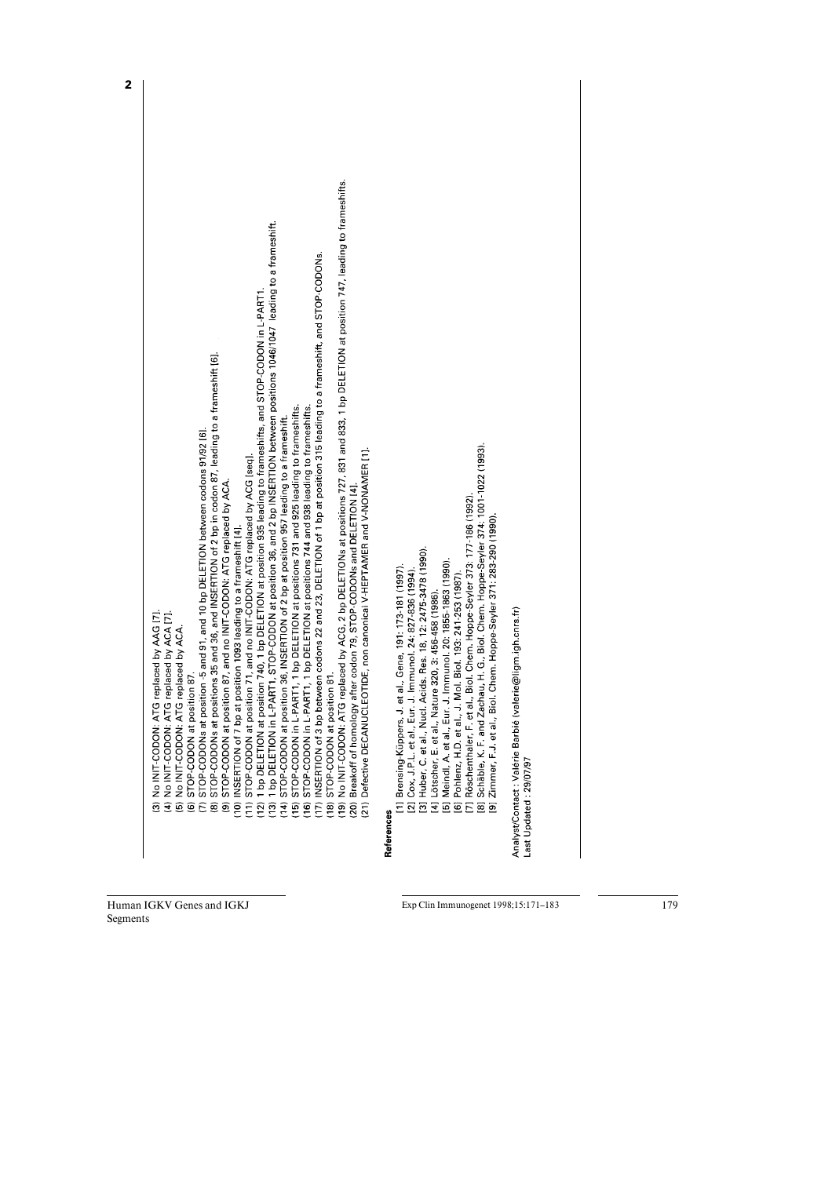(3) No INIT-CODON: ATG replaced by AAG [7].
(4) No INIT-CODON: ATG replaced by ACA [7].
(5) No INIT-CODON: ATG replaced by ACA.
(6) STOP-CODON at position 87.
(7) STOP-CODONs at position -5 and 91, and 10 bp DELETION between codons 91/92 [6].
(8) STOP-CODONs at positions 35 and 36, and INSERTION of 2 bp in codon 87, leading to a frameshift [6].
(9) STOP-CODON at position 87, and no INIT-CODON: ATG replaced by ACA.
(10) INSERTION of 7 bp at position 1093 leading to a frameshift [4].
(11) STOP-CODON at position 71, and no INIT-CODON: ATG replaced by ACG [seq].
(12) 1 bp DELETION at position 740, 1 bp DELETION at position 935 leading to frameshifts, and STOP-CODON in L-PART1.
(13) 1 bp DELETION in L-PART1, STOP-CODON at position 36, and 2 bp INSERTION between positions 1046/1047 leading to a frameshift.
(14) STOP-CODON at position 36, INSERTION of 2 bp at position 957 leading to a frameshift.
(15) STOP-CODON in L-PART1, 1 bp DELETION at positions 731 and 925 leading to frameshifts.
(16) STOP-CODON in L-PART1, 1 bp DELETION at positions 744 and 938 leading to frameshifts.
(17) INSERTION of 3 bp between codons 22 and 23, DELETION of 1 bp at position 315 leading to a frameshift, and STOP-CODONs.
(18) STOP-CODON at position 81.
(19) No INIT-CODON: ATG replaced by ACG, 2 bp DELETIONs at positions 727, 831 and 833, 1 bp DELETION at position 747, leading to frameshifts.
(20) Breakoff of homology after codon 79, STOP-CODONs and DELETION [4].
(21) Defective DECANUCLEOTIDE, non canonical V-HEPTAMER and V-NONAMER [1].

**References**

[1] Brensing-Küppers, J. et al., Gene, 191: 173-181 (1997).
[2] Cox, J.P.L. et al., Eur. J. Immunol. 24: 827-836 (1994).
[3] Huber, C. et al., Nucl. Acids. Res. 18, 12: 2475-3478 (1990).
[4] Lötscher, E. et al., Nature 320, 3: 456-458 (1986).
[5] Meindl, A. et al., Eur. J. Immunol. 20: 1855-1863 (1990).
[6] Pohlenz, H.D. et al., J. Mol. Biol. 193: 241-253 (1987).
[7] Röschenthaler, F. et al., Biol. Chem. Hoppe-Seyler 373: 177-186 (1992).
[8] Schäble, K. F. and Zachau, H. G., Biol. Chem. Hoppe-Seyler 374: 1001-1022 (1993).
[9] Zimmer, F.J. et al., Biol. Chem. Hoppe-Seyler 371: 283-290 (1990).

Analyst/Contact : Valérie Barbié (valerie@ligm.igh.cnrs.fr)
Last Updated : 29/07/97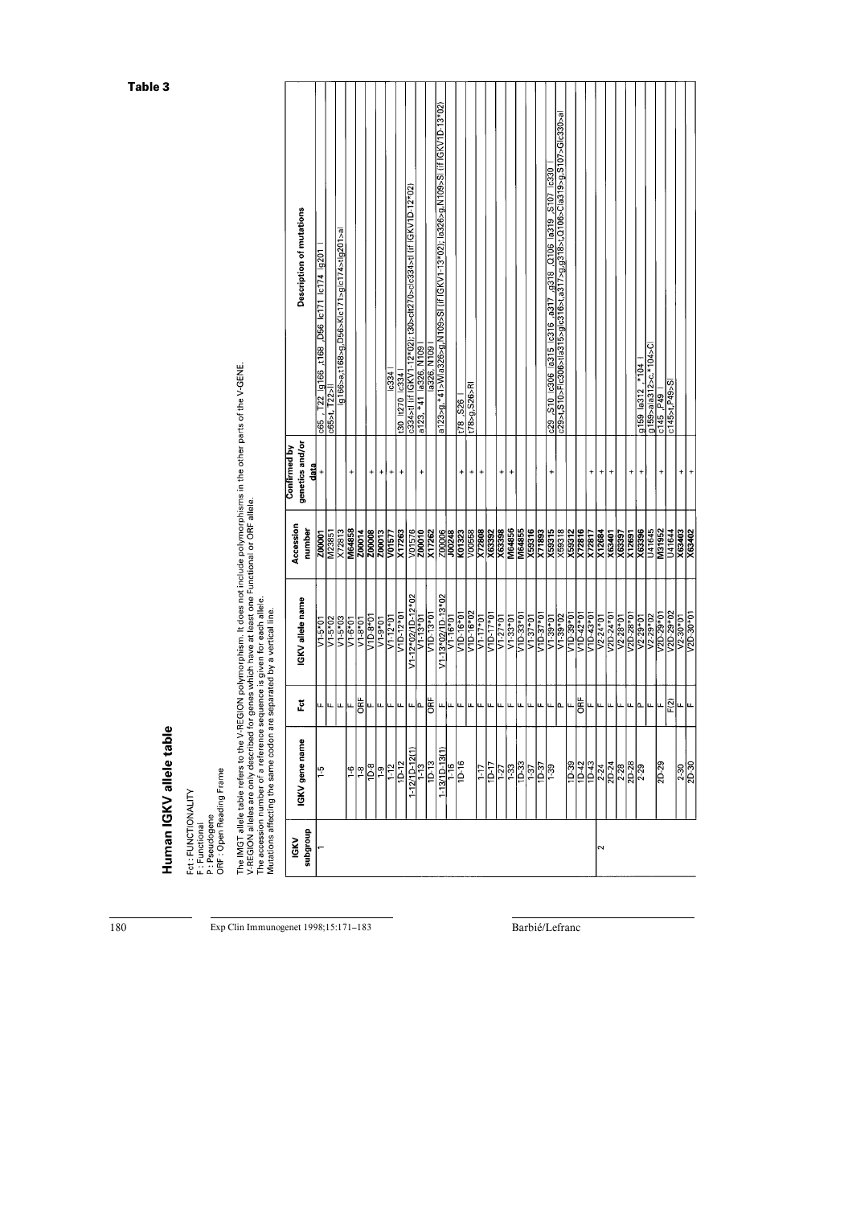**Table 3**

# Human IGKV allele table

Fct : FUNCTIONALITY
F : Functional
P : Pseudogene
ORF : Open Reading Frame

The IMGT allele table refers to the V-REGION polymorphism. It does not include polymorphisms in the other parts of the V-GENE.
V-REGION alleles are only described for genes which have at least one Functional or ORF allele.
The accession number of a reference sequence is given for each allele.
Mutations affecting the same codon are separated by a vertical line.

| IGKV subgroup | IGKV gene name | Fct | IGKV allele name | Accession number | Confirmed by genetics and/or data | Description of mutations |
|---|---|---|---|---|---|---|
| 1 | 1-5 | F | V1-5*01 | Z00001 | + | c65 , T22 \|g166 ,t168 ,D56 \|c171 \|c174 \|g201 \| |
| | | F | V1-5*02 | M23851 | | c65>t, T22>I\| |
| | | F | V1-5*03 | X72813 | | \|g166>a,t168>g,D56>K\|c171>g\|c174>t\|g201>a\| |
| | 1-6 | F | V1-6*01 | M64858 | + | |
| | 1-8 | ORF | V1-8*01 | Z00014 | + | |
| | 1D-8 | F | V1D-8*01 | Z00008 | + | |
| | 1-9 | F | V1-9*01 | Z00013 | + | |
| | 1-12 | F | V1-12*01 | V01577 | + | \|c334 \| |
| | 1D-12 | F | V1D-12*01 | X17263 | + | t30 \|t270 \|c334 \| |
| | 1-12/1D-12(1) | F | V1-12*02/1D-12*02 | V01576 | | c334>t\| (if IGKV1-12*02); t30>c\|t270>c\|c334>t\| (if IGKV1D-12*02) |
| | 1-13 | P | V1-13*01 | Z00010 | + | a123, *41 \|a326, N109 \| |
| | 1D-13 | ORF | V1D-13*01 | X17262 | | \|a326, N109 \| |
| | 1-13/1D-13(1) | F | V1-13*02/1D-13*02 | Z00006 | | a123>g,*41>W\|a326>g,N109>S\| (if IGKV1-13*02); \|a326>g,N109>S\| (if IGKV1D-13*02) |
| | 1-16 | F | V1-16*01 | J00248 | | |
| | 1D-16 | F | V1D-16*01 | K01323 | + | t78 , S26 \| |
| | | F | V1D-16*02 | V00558 | + | t78>g,S26>R\| |
| | 1-17 | F | V1-17*01 | X72808 | + | |
| | 1D-17 | F | V1D-17*01 | X63392 | | |
| | 1-27 | F | V1-27*01 | X63398 | + | |
| | 1-33 | F | V1-33*01 | M64856 | + | |
| | 1D-33 | F | V1D-33*01 | M64855 | | |
| | 1-37 | F | V1-37*01 | X59316 | | |
| | 1D-37 | F | V1D-37*01 | X71893 | | |
| | 1-39 | F | V1-39*01 | X59315 | + | c29 , S10 \|c306 \|a315 \|c316 \|a317 , g318 , Q106 \|a319 , S107 \|c330 \| |
| | | P | V1-39*02 | X59318 | | c29>t,S10>F\|c306>t\|a315>g\|c316>t,a317>g,g318>t,Q106>C\|a319>g,S107>G\|c330>a\| |
| | 1D-39 | F | V1D-39*01 | X59312 | | |
| | 1D-42 | ORF | V1D-42*01 | X72816 | | |
| | 1D-43 | F | V1D-43*01 | X72817 | + | |
| 2 | 2-24 | F | V2-24*01 | X12684 | + | |
| | 2D-24 | F | V2D-24*01 | X63401 | + | |
| | 2-28 | F | V2-28*01 | X63397 | | |
| | 2D-28 | F | V2D-28*01 | X12691 | + | |
| | 2-29 | P | V2-29*01 | X63396 | + | g159 , a312 , *104 \| |
| | | F | V2-29*02 | U41645 | | g159>a\|a312>c,*104>C\| |
| | 2D-29 | F | V2D-29*01 | M31952 | + | c145 , P49 \| |
| | | F(2) | V2D-29*02 | U41644 | | c145>t,P49>S\| |
| | 2-30 | F | V2-30*01 | X63403 | + | |
| | 2D-30 | F | V2D-30*01 | X63402 | + | |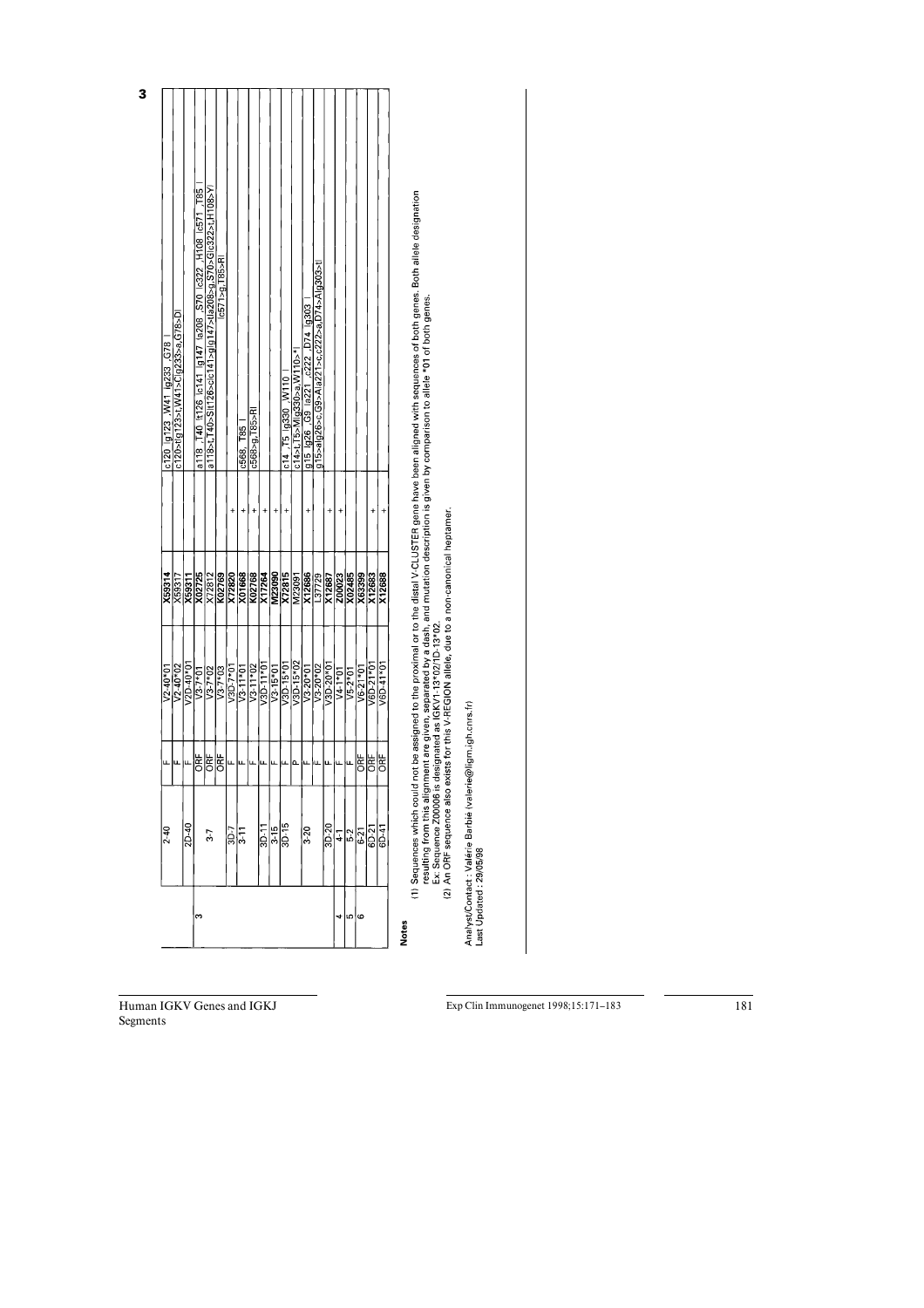**3**

| | | | | | | |
|---|---|---|---|---|---|---|
| | 2-40 | F | V2-40*01 | X59314 | | c120 \|g123 ,W41 \|g233 ,G78 \| |
| | | F | V2-40*02 | X59317 | | c120>t\|g123>t,W41>C\|g233>a,G78>D\| |
| | 2D-40 | F | V2D-40*01 | X59311 | | |
| 3 | 3-7 | ORF | V3-7*01 | X02725 | | a118 ,T40 \|t126 \|c141 \|g147 \|a208 ,S70 \|c322 ,H108 \|c571 ,T85 \| |
| | | ORF | V3-7*02 | X72812 | | a118>t,T40>S\|t126>c\|c141>g\|g147>\|a208>g,S70>G\|c322>t,H108>Y\| |
| | | ORF | V3-7*03 | K02769 | | \|c571>g,T85>R\| |
| | 3D-7 | F | V3D-7*01 | X72820 | + | |
| | 3-11 | F | V3-11*01 | X01668 | + | c568 ,T85 \| |
| | | F | V3-11*02 | K02768 | + | c568>g,T85>R\| |
| | 3D-11 | F | V3D-11*01 | X17264 | + | |
| | 3-15 | F | V3-15*01 | M23090 | + | |
| | 3D-15 | F | V3D-15*01 | X72815 | + | c14 ,T5 \|g330 ,W110 \| |
| | | P | V3D-15*02 | M23091 | | c14>t,T5>M\|g330>a,W110>*\| |
| | 3-20 | F | V3-20*01 | X12686 | + | g15 \|g26 ,G9 \|a221 ,c222 ,D74 \|g303 \| |
| | | F | V3-20*02 | L37729 | | g15>a\|g26>c,G9>A\|a221>c,c222>a,D74>A\|g303>t\| |
| | 3D-20 | F | V3D-20*01 | X12687 | + | |
| 4 | 4-1 | F | V4-1*01 | Z00023 | + | |
| 5 | 5-2 | F | V5-2*01 | X02485 | | |
| 6 | 6-21 | ORF | V6-21*01 | X63399 | | |
| | 6D-21 | ORF | V6D-21*01 | X12683 | + | |
| | 6D-41 | ORF | V6D-41*01 | X12688 | + | |

**Notes**

(1) Sequences which could not be assigned to the proximal or to the distal V-CLUSTER gene have been aligned with sequences of both genes. Both allele designation resulting from this alignment are given, separated by a dash, and mutation description is given by comparison to allele *01 of both genes.
Ex: Sequence Z00006 is designated as IGKV1-13*02/1D-13*02.
(2) An ORF sequence also exists for this V-REGION allele, due to a non-canonical heptamer.

Analyst/Contact : Valérie Barbie (valerie@ligm.igh.cnrs.fr)
Last Updated : 29/05/98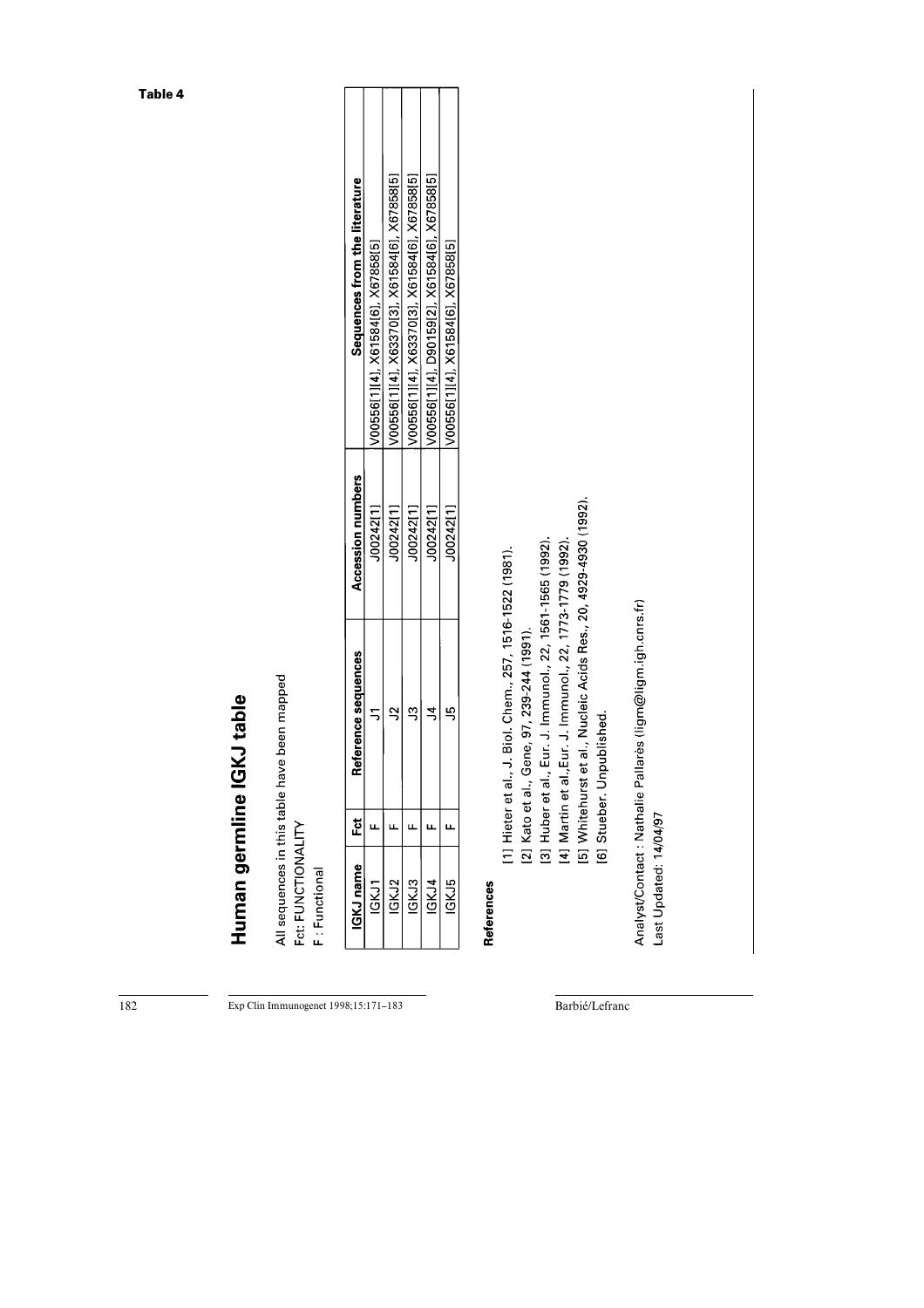**Table 4**

# Human germline IGKJ table

All sequences in this table have been mapped
Fct: FUNCTIONALITY
F : Functional

| IGKJ name | Fct | Reference sequences | Accession numbers | Sequences from the literature |
|---|---|---|---|---|
| IGKJ1 | F | J1 | J00242[1] | V00556[1][4], X61584[6], X67858[5] |
| IGKJ2 | F | J2 | J00242[1] | V00556[1][4], X63370[3], X61584[6], X67858[5] |
| IGKJ3 | F | J3 | J00242[1] | V00556[1][4], X63370[3], X61584[6], X67858[5] |
| IGKJ4 | F | J4 | J00242[1] | V00556[1][4], D90159[2], X61584[6], X67858[5] |
| IGKJ5 | F | J5 | J00242[1] | V00556[1][4], X61584[6], X67858[5] |

**References**

[1] Hieter et al., J. Biol. Chem., 257, 1516-1522 (1981).
[2] Kato et al., Gene, 97, 239-244 (1991).
[3] Huber et al., Eur. J. Immunol., 22, 1561-1565 (1992).
[4] Martin et al.,Eur. J. Immunol., 22, 1773-1779 (1992).
[5] Whitehurst et al., Nucleic Acids Res., 20, 4929-4930 (1992).
[6] Stueber. Unpublished.

Analyst/Contact : Nathalie Pallarès (ligm@ligm.igh.cnrs.fr)
Last Updated: 14/04/97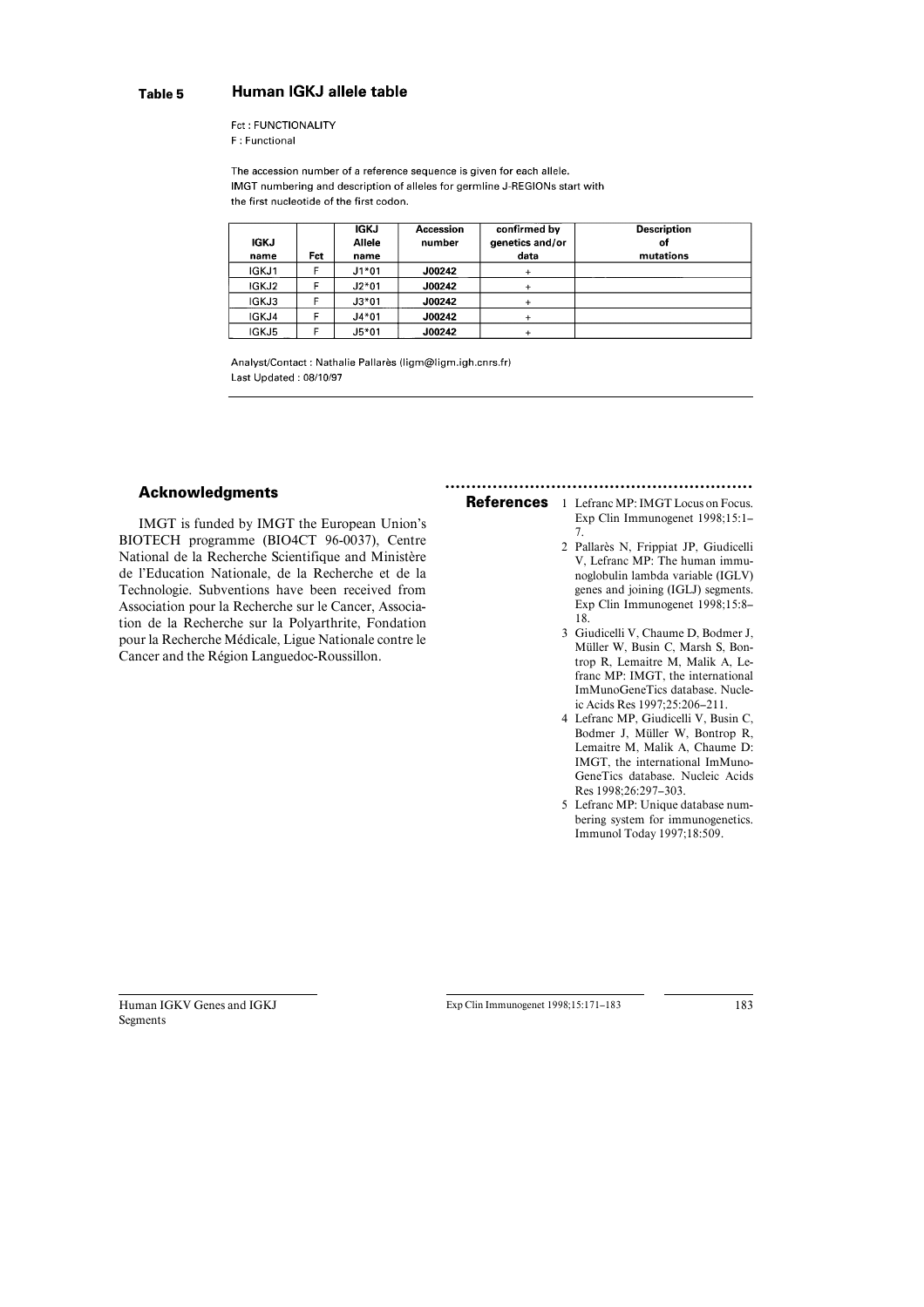**Table 5** **Human IGKJ allele table**

Fct : FUNCTIONALITY
F : Functional

The accession number of a reference sequence is given for each allele.
IMGT numbering and description of alleles for germline J-REGIONs start with the first nucleotide of the first codon.

| IGKJ name | Fct | IGKJ Allele name | Accession number | confirmed by genetics and/or data | Description of mutations |
|---|---|---|---|---|---|
| IGKJ1 | F | J1*01 | **J00242** | + | |
| IGKJ2 | F | J2*01 | **J00242** | + | |
| IGKJ3 | F | J3*01 | **J00242** | + | |
| IGKJ4 | F | J4*01 | **J00242** | + | |
| IGKJ5 | F | J5*01 | **J00242** | + | |

Analyst/Contact : Nathalie Pallarès (ligm@ligm.igh.cnrs.fr)
Last Updated : 08/10/97

## Acknowledgments

IMGT is funded by IMGT the European Union's BIOTECH programme (BIO4CT 96-0037), Centre National de la Recherche Scientifique and Ministère de l'Education Nationale, de la Recherche et de la Technologie. Subventions have been received from Association pour la Recherche sur le Cancer, Association de la Recherche sur la Polyarthrite, Fondation pour la Recherche Médicale, Ligue Nationale contre le Cancer and the Région Languedoc-Roussillon.

## References

1. Lefranc MP: IMGT Locus on Focus. Exp Clin Immunogenet 1998;15:1–7.
2. Pallarès N, Frippiat JP, Giudicelli V, Lefranc MP: The human immunoglobulin lambda variable (IGLV) genes and joining (IGLJ) segments. Exp Clin Immunogenet 1998;15:8–18.
3. Giudicelli V, Chaume D, Bodmer J, Müller W, Busin C, Marsh S, Bontrop R, Lemaitre M, Malik A, Lefranc MP: IMGT, the international ImMunoGeneTics database. Nucleic Acids Res 1997;25:206–211.
4. Lefranc MP, Giudicelli V, Busin C, Bodmer J, Müller W, Bontrop R, Lemaitre M, Malik A, Chaume D: IMGT, the international ImMunoGeneTics database. Nucleic Acids Res 1998;26:297–303.
5. Lefranc MP: Unique database numbering system for immunogenetics. Immunol Today 1997;18:509.